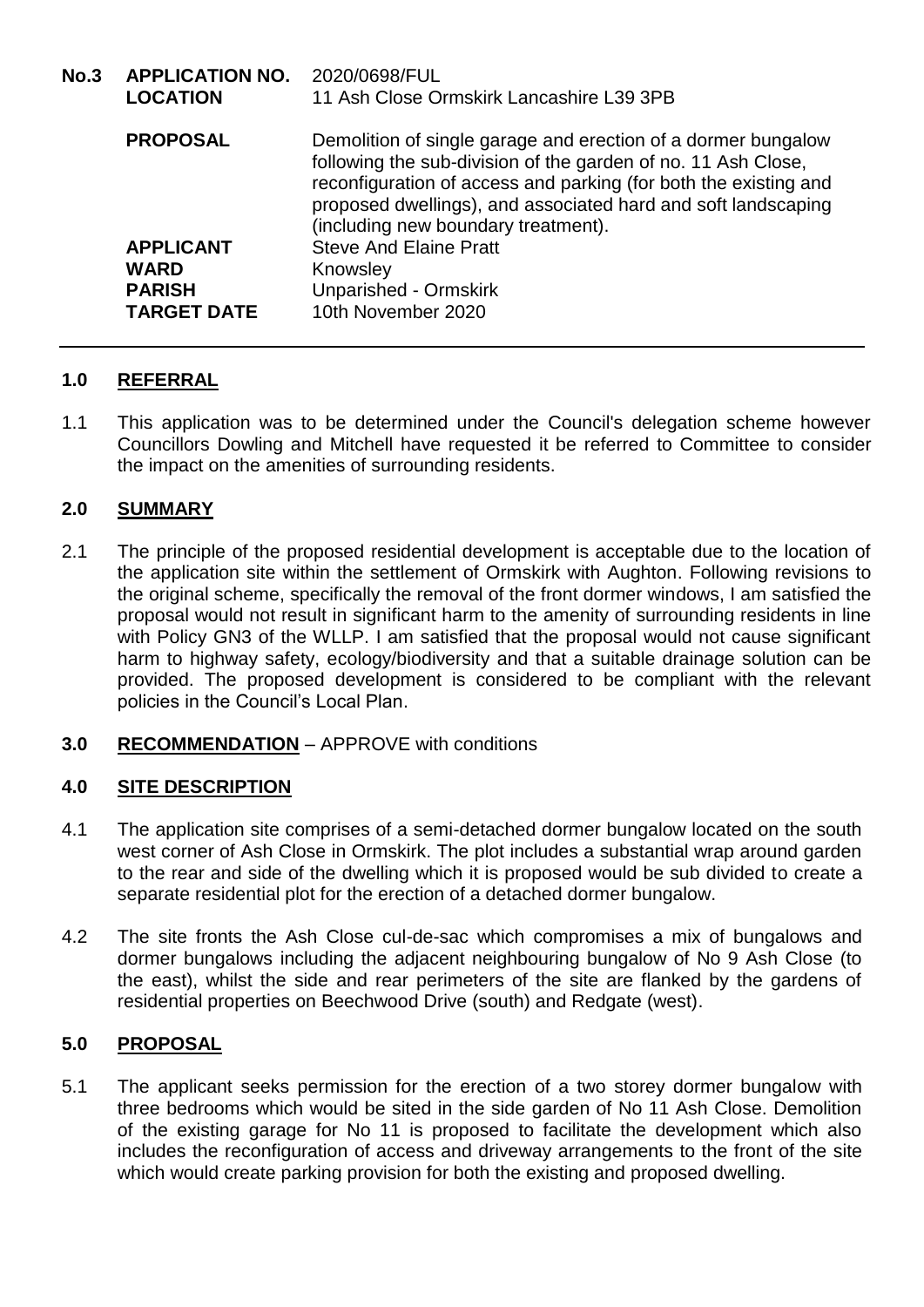| No.3 | APPLICATION NO. | 2020/0698/FUL |
|---|---|---|
| | **LOCATION** | 11 Ash Close Ormskirk Lancashire L39 3PB |
| | **PROPOSAL** | Demolition of single garage and erection of a dormer bungalow following the sub-division of the garden of no. 11 Ash Close, reconfiguration of access and parking (for both the existing and proposed dwellings), and associated hard and soft landscaping (including new boundary treatment). |
| | **APPLICANT** | Steve And Elaine Pratt |
| | **WARD** | Knowsley |
| | **PARISH** | Unparished - Ormskirk |
| | **TARGET DATE** | 10th November 2020 |

## 1.0 REFERRAL

1.1 This application was to be determined under the Council's delegation scheme however Councillors Dowling and Mitchell have requested it be referred to Committee to consider the impact on the amenities of surrounding residents.

## 2.0 SUMMARY

2.1 The principle of the proposed residential development is acceptable due to the location of the application site within the settlement of Ormskirk with Aughton. Following revisions to the original scheme, specifically the removal of the front dormer windows, I am satisfied the proposal would not result in significant harm to the amenity of surrounding residents in line with Policy GN3 of the WLLP. I am satisfied that the proposal would not cause significant harm to highway safety, ecology/biodiversity and that a suitable drainage solution can be provided. The proposed development is considered to be compliant with the relevant policies in the Council's Local Plan.

## 3.0 RECOMMENDATION – APPROVE with conditions

## 4.0 SITE DESCRIPTION

4.1 The application site comprises of a semi-detached dormer bungalow located on the south west corner of Ash Close in Ormskirk. The plot includes a substantial wrap around garden to the rear and side of the dwelling which it is proposed would be sub divided to create a separate residential plot for the erection of a detached dormer bungalow.

4.2 The site fronts the Ash Close cul-de-sac which compromises a mix of bungalows and dormer bungalows including the adjacent neighbouring bungalow of No 9 Ash Close (to the east), whilst the side and rear perimeters of the site are flanked by the gardens of residential properties on Beechwood Drive (south) and Redgate (west).

## 5.0 PROPOSAL

5.1 The applicant seeks permission for the erection of a two storey dormer bungalow with three bedrooms which would be sited in the side garden of No 11 Ash Close. Demolition of the existing garage for No 11 is proposed to facilitate the development which also includes the reconfiguration of access and driveway arrangements to the front of the site which would create parking provision for both the existing and proposed dwelling.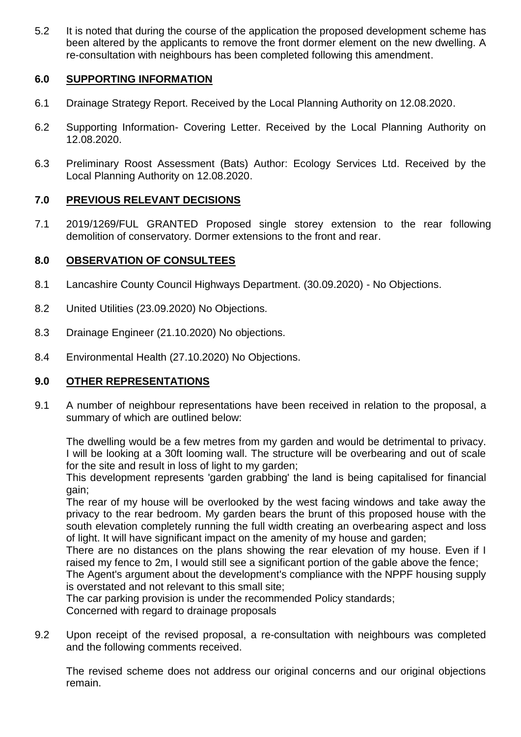5.2 It is noted that during the course of the application the proposed development scheme has been altered by the applicants to remove the front dormer element on the new dwelling. A re-consultation with neighbours has been completed following this amendment.

## 6.0 SUPPORTING INFORMATION

6.1 Drainage Strategy Report. Received by the Local Planning Authority on 12.08.2020.

6.2 Supporting Information- Covering Letter. Received by the Local Planning Authority on 12.08.2020.

6.3 Preliminary Roost Assessment (Bats) Author: Ecology Services Ltd. Received by the Local Planning Authority on 12.08.2020.

## 7.0 PREVIOUS RELEVANT DECISIONS

7.1 2019/1269/FUL GRANTED Proposed single storey extension to the rear following demolition of conservatory. Dormer extensions to the front and rear.

## 8.0 OBSERVATION OF CONSULTEES

8.1 Lancashire County Council Highways Department. (30.09.2020) - No Objections.

8.2 United Utilities (23.09.2020) No Objections.

8.3 Drainage Engineer (21.10.2020) No objections.

8.4 Environmental Health (27.10.2020) No Objections.

## 9.0 OTHER REPRESENTATIONS

9.1 A number of neighbour representations have been received in relation to the proposal, a summary of which are outlined below:

The dwelling would be a few metres from my garden and would be detrimental to privacy. I will be looking at a 30ft looming wall. The structure will be overbearing and out of scale for the site and result in loss of light to my garden;
This development represents 'garden grabbing' the land is being capitalised for financial gain;
The rear of my house will be overlooked by the west facing windows and take away the privacy to the rear bedroom. My garden bears the brunt of this proposed house with the south elevation completely running the full width creating an overbearing aspect and loss of light. It will have significant impact on the amenity of my house and garden;
There are no distances on the plans showing the rear elevation of my house. Even if I raised my fence to 2m, I would still see a significant portion of the gable above the fence;
The Agent's argument about the development's compliance with the NPPF housing supply is overstated and not relevant to this small site;
The car parking provision is under the recommended Policy standards;
Concerned with regard to drainage proposals

9.2 Upon receipt of the revised proposal, a re-consultation with neighbours was completed and the following comments received.

The revised scheme does not address our original concerns and our original objections remain.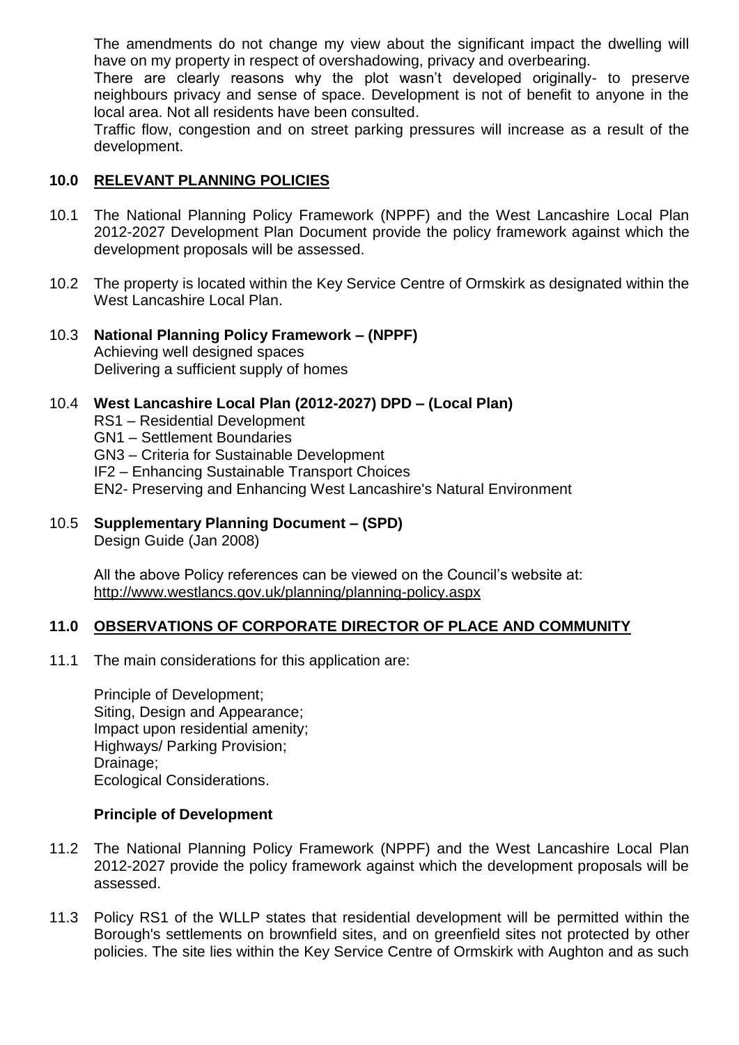The amendments do not change my view about the significant impact the dwelling will have on my property in respect of overshadowing, privacy and overbearing.

There are clearly reasons why the plot wasn't developed originally- to preserve neighbours privacy and sense of space. Development is not of benefit to anyone in the local area. Not all residents have been consulted.

Traffic flow, congestion and on street parking pressures will increase as a result of the development.

## 10.0 RELEVANT PLANNING POLICIES

10.1 The National Planning Policy Framework (NPPF) and the West Lancashire Local Plan 2012-2027 Development Plan Document provide the policy framework against which the development proposals will be assessed.

10.2 The property is located within the Key Service Centre of Ormskirk as designated within the West Lancashire Local Plan.

10.3 **National Planning Policy Framework – (NPPF)**
Achieving well designed spaces
Delivering a sufficient supply of homes

10.4 **West Lancashire Local Plan (2012-2027) DPD – (Local Plan)**
RS1 – Residential Development
GN1 – Settlement Boundaries
GN3 – Criteria for Sustainable Development
IF2 – Enhancing Sustainable Transport Choices
EN2- Preserving and Enhancing West Lancashire's Natural Environment

10.5 **Supplementary Planning Document – (SPD)**
Design Guide (Jan 2008)

All the above Policy references can be viewed on the Council's website at: http://www.westlancs.gov.uk/planning/planning-policy.aspx

## 11.0 OBSERVATIONS OF CORPORATE DIRECTOR OF PLACE AND COMMUNITY

11.1 The main considerations for this application are:

Principle of Development;
Siting, Design and Appearance;
Impact upon residential amenity;
Highways/ Parking Provision;
Drainage;
Ecological Considerations.

### Principle of Development

11.2 The National Planning Policy Framework (NPPF) and the West Lancashire Local Plan 2012-2027 provide the policy framework against which the development proposals will be assessed.

11.3 Policy RS1 of the WLLP states that residential development will be permitted within the Borough's settlements on brownfield sites, and on greenfield sites not protected by other policies. The site lies within the Key Service Centre of Ormskirk with Aughton and as such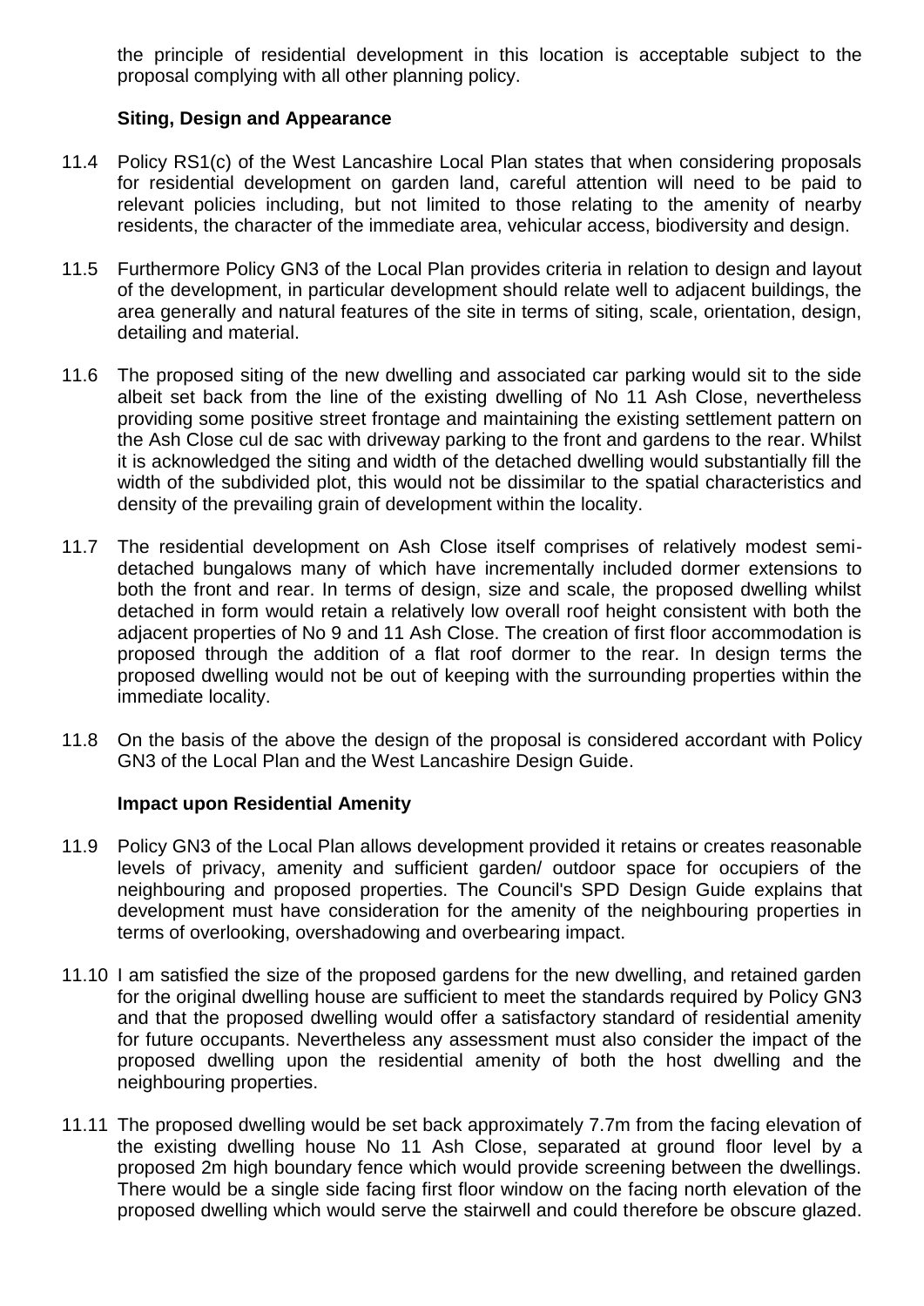the principle of residential development in this location is acceptable subject to the proposal complying with all other planning policy.

**Siting, Design and Appearance**

11.4 Policy RS1(c) of the West Lancashire Local Plan states that when considering proposals for residential development on garden land, careful attention will need to be paid to relevant policies including, but not limited to those relating to the amenity of nearby residents, the character of the immediate area, vehicular access, biodiversity and design.

11.5 Furthermore Policy GN3 of the Local Plan provides criteria in relation to design and layout of the development, in particular development should relate well to adjacent buildings, the area generally and natural features of the site in terms of siting, scale, orientation, design, detailing and material.

11.6 The proposed siting of the new dwelling and associated car parking would sit to the side albeit set back from the line of the existing dwelling of No 11 Ash Close, nevertheless providing some positive street frontage and maintaining the existing settlement pattern on the Ash Close cul de sac with driveway parking to the front and gardens to the rear. Whilst it is acknowledged the siting and width of the detached dwelling would substantially fill the width of the subdivided plot, this would not be dissimilar to the spatial characteristics and density of the prevailing grain of development within the locality.

11.7 The residential development on Ash Close itself comprises of relatively modest semi-detached bungalows many of which have incrementally included dormer extensions to both the front and rear. In terms of design, size and scale, the proposed dwelling whilst detached in form would retain a relatively low overall roof height consistent with both the adjacent properties of No 9 and 11 Ash Close. The creation of first floor accommodation is proposed through the addition of a flat roof dormer to the rear. In design terms the proposed dwelling would not be out of keeping with the surrounding properties within the immediate locality.

11.8 On the basis of the above the design of the proposal is considered accordant with Policy GN3 of the Local Plan and the West Lancashire Design Guide.

**Impact upon Residential Amenity**

11.9 Policy GN3 of the Local Plan allows development provided it retains or creates reasonable levels of privacy, amenity and sufficient garden/ outdoor space for occupiers of the neighbouring and proposed properties. The Council's SPD Design Guide explains that development must have consideration for the amenity of the neighbouring properties in terms of overlooking, overshadowing and overbearing impact.

11.10 I am satisfied the size of the proposed gardens for the new dwelling, and retained garden for the original dwelling house are sufficient to meet the standards required by Policy GN3 and that the proposed dwelling would offer a satisfactory standard of residential amenity for future occupants. Nevertheless any assessment must also consider the impact of the proposed dwelling upon the residential amenity of both the host dwelling and the neighbouring properties.

11.11 The proposed dwelling would be set back approximately 7.7m from the facing elevation of the existing dwelling house No 11 Ash Close, separated at ground floor level by a proposed 2m high boundary fence which would provide screening between the dwellings. There would be a single side facing first floor window on the facing north elevation of the proposed dwelling which would serve the stairwell and could therefore be obscure glazed.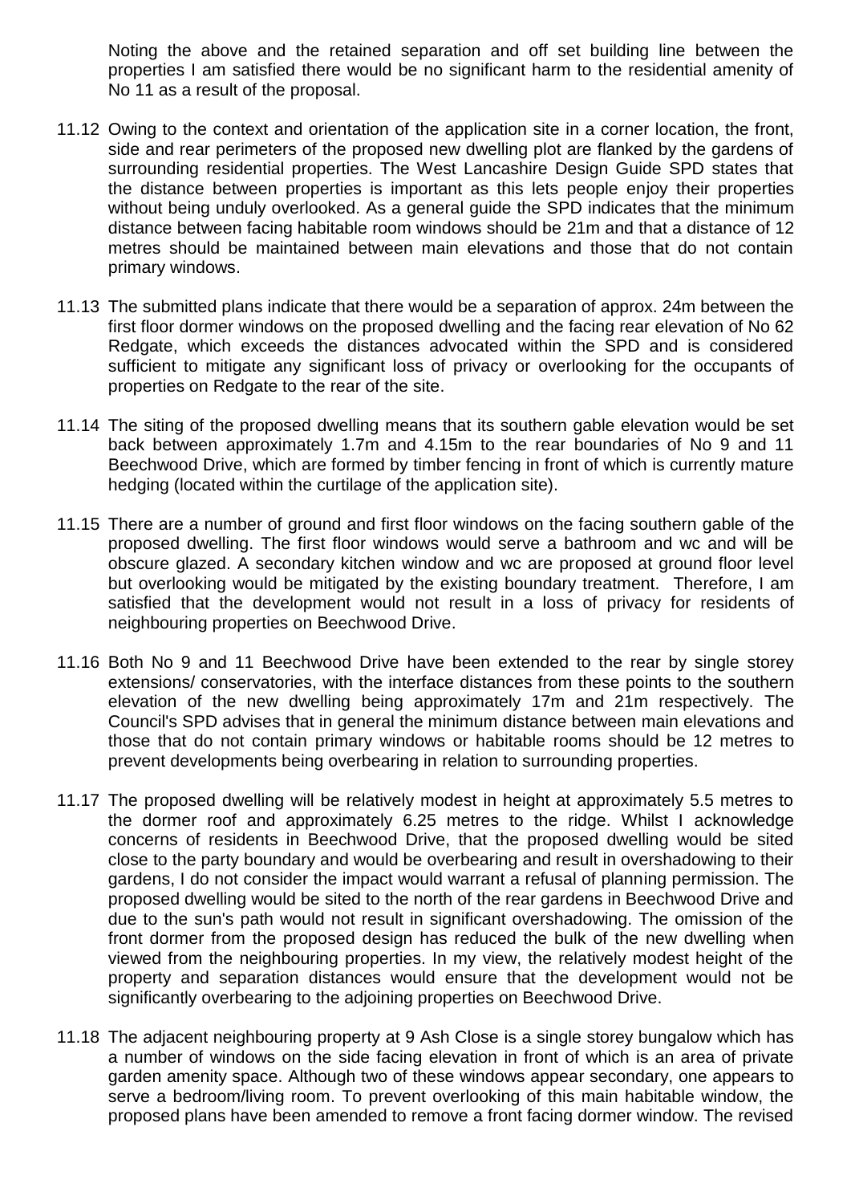Noting the above and the retained separation and off set building line between the properties I am satisfied there would be no significant harm to the residential amenity of No 11 as a result of the proposal.

11.12 Owing to the context and orientation of the application site in a corner location, the front, side and rear perimeters of the proposed new dwelling plot are flanked by the gardens of surrounding residential properties. The West Lancashire Design Guide SPD states that the distance between properties is important as this lets people enjoy their properties without being unduly overlooked. As a general guide the SPD indicates that the minimum distance between facing habitable room windows should be 21m and that a distance of 12 metres should be maintained between main elevations and those that do not contain primary windows.

11.13 The submitted plans indicate that there would be a separation of approx. 24m between the first floor dormer windows on the proposed dwelling and the facing rear elevation of No 62 Redgate, which exceeds the distances advocated within the SPD and is considered sufficient to mitigate any significant loss of privacy or overlooking for the occupants of properties on Redgate to the rear of the site.

11.14 The siting of the proposed dwelling means that its southern gable elevation would be set back between approximately 1.7m and 4.15m to the rear boundaries of No 9 and 11 Beechwood Drive, which are formed by timber fencing in front of which is currently mature hedging (located within the curtilage of the application site).

11.15 There are a number of ground and first floor windows on the facing southern gable of the proposed dwelling. The first floor windows would serve a bathroom and wc and will be obscure glazed. A secondary kitchen window and wc are proposed at ground floor level but overlooking would be mitigated by the existing boundary treatment. Therefore, I am satisfied that the development would not result in a loss of privacy for residents of neighbouring properties on Beechwood Drive.

11.16 Both No 9 and 11 Beechwood Drive have been extended to the rear by single storey extensions/ conservatories, with the interface distances from these points to the southern elevation of the new dwelling being approximately 17m and 21m respectively. The Council's SPD advises that in general the minimum distance between main elevations and those that do not contain primary windows or habitable rooms should be 12 metres to prevent developments being overbearing in relation to surrounding properties.

11.17 The proposed dwelling will be relatively modest in height at approximately 5.5 metres to the dormer roof and approximately 6.25 metres to the ridge. Whilst I acknowledge concerns of residents in Beechwood Drive, that the proposed dwelling would be sited close to the party boundary and would be overbearing and result in overshadowing to their gardens, I do not consider the impact would warrant a refusal of planning permission. The proposed dwelling would be sited to the north of the rear gardens in Beechwood Drive and due to the sun's path would not result in significant overshadowing. The omission of the front dormer from the proposed design has reduced the bulk of the new dwelling when viewed from the neighbouring properties. In my view, the relatively modest height of the property and separation distances would ensure that the development would not be significantly overbearing to the adjoining properties on Beechwood Drive.

11.18 The adjacent neighbouring property at 9 Ash Close is a single storey bungalow which has a number of windows on the side facing elevation in front of which is an area of private garden amenity space. Although two of these windows appear secondary, one appears to serve a bedroom/living room. To prevent overlooking of this main habitable window, the proposed plans have been amended to remove a front facing dormer window. The revised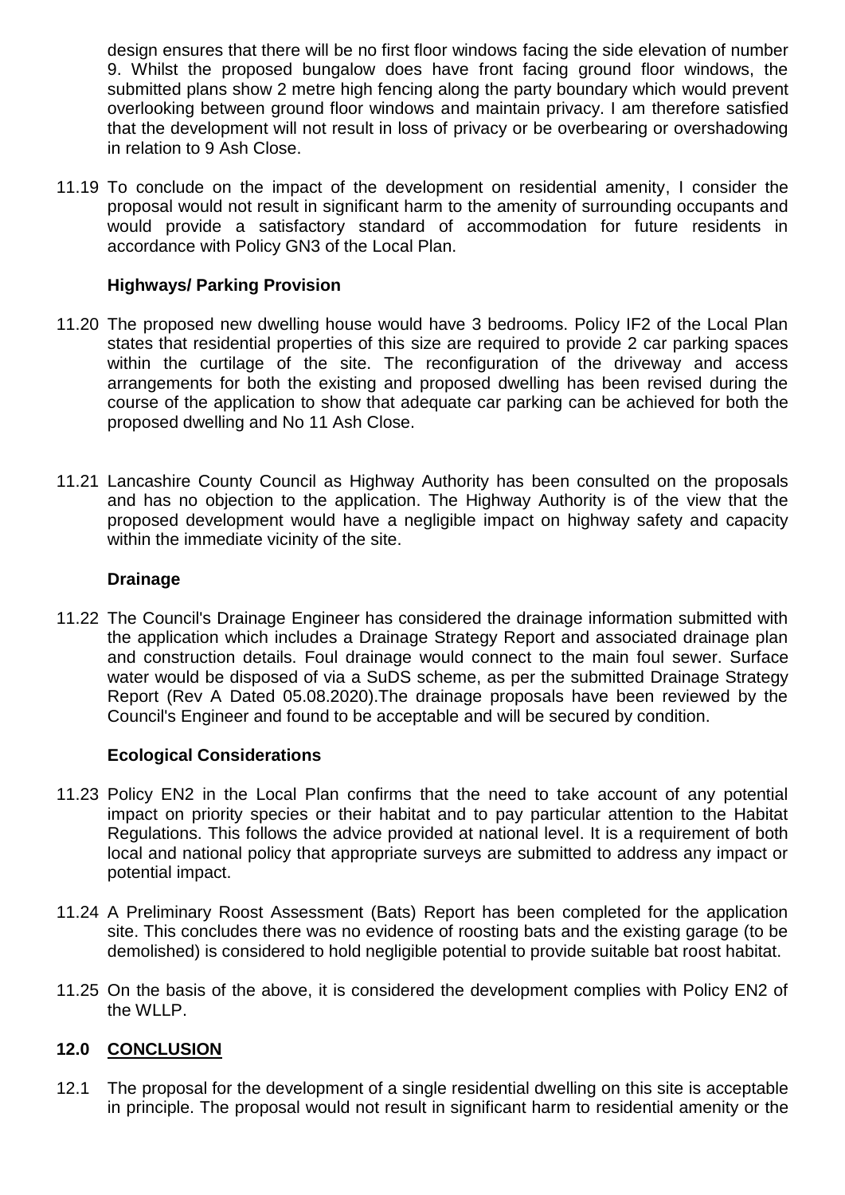design ensures that there will be no first floor windows facing the side elevation of number 9. Whilst the proposed bungalow does have front facing ground floor windows, the submitted plans show 2 metre high fencing along the party boundary which would prevent overlooking between ground floor windows and maintain privacy. I am therefore satisfied that the development will not result in loss of privacy or be overbearing or overshadowing in relation to 9 Ash Close.

11.19 To conclude on the impact of the development on residential amenity, I consider the proposal would not result in significant harm to the amenity of surrounding occupants and would provide a satisfactory standard of accommodation for future residents in accordance with Policy GN3 of the Local Plan.

**Highways/ Parking Provision**

11.20 The proposed new dwelling house would have 3 bedrooms. Policy IF2 of the Local Plan states that residential properties of this size are required to provide 2 car parking spaces within the curtilage of the site. The reconfiguration of the driveway and access arrangements for both the existing and proposed dwelling has been revised during the course of the application to show that adequate car parking can be achieved for both the proposed dwelling and No 11 Ash Close.

11.21 Lancashire County Council as Highway Authority has been consulted on the proposals and has no objection to the application. The Highway Authority is of the view that the proposed development would have a negligible impact on highway safety and capacity within the immediate vicinity of the site.

**Drainage**

11.22 The Council's Drainage Engineer has considered the drainage information submitted with the application which includes a Drainage Strategy Report and associated drainage plan and construction details. Foul drainage would connect to the main foul sewer. Surface water would be disposed of via a SuDS scheme, as per the submitted Drainage Strategy Report (Rev A Dated 05.08.2020).The drainage proposals have been reviewed by the Council's Engineer and found to be acceptable and will be secured by condition.

**Ecological Considerations**

11.23 Policy EN2 in the Local Plan confirms that the need to take account of any potential impact on priority species or their habitat and to pay particular attention to the Habitat Regulations. This follows the advice provided at national level. It is a requirement of both local and national policy that appropriate surveys are submitted to address any impact or potential impact.

11.24 A Preliminary Roost Assessment (Bats) Report has been completed for the application site. This concludes there was no evidence of roosting bats and the existing garage (to be demolished) is considered to hold negligible potential to provide suitable bat roost habitat.

11.25 On the basis of the above, it is considered the development complies with Policy EN2 of the WLLP.

## 12.0 CONCLUSION

12.1 The proposal for the development of a single residential dwelling on this site is acceptable in principle. The proposal would not result in significant harm to residential amenity or the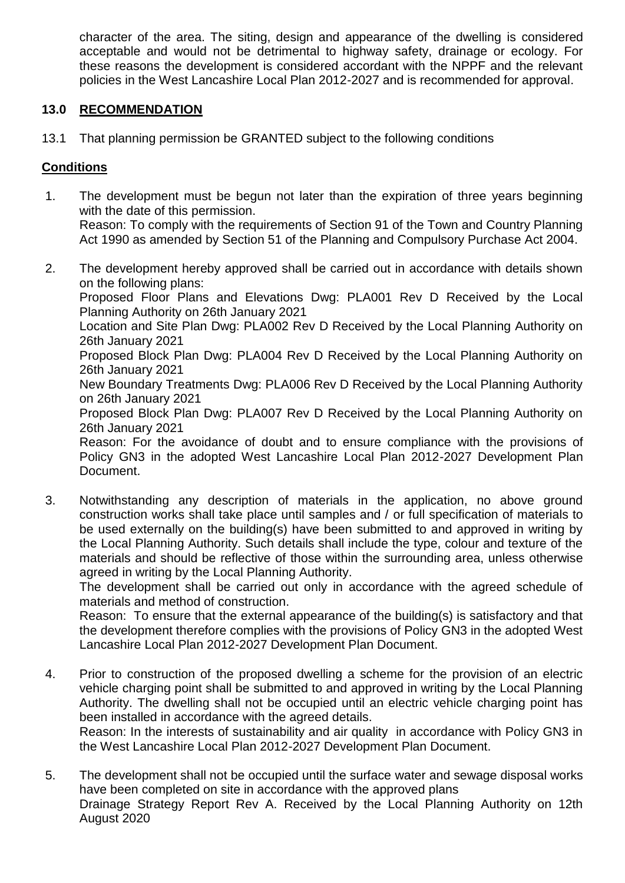character of the area. The siting, design and appearance of the dwelling is considered acceptable and would not be detrimental to highway safety, drainage or ecology. For these reasons the development is considered accordant with the NPPF and the relevant policies in the West Lancashire Local Plan 2012-2027 and is recommended for approval.

## 13.0 RECOMMENDATION

13.1 That planning permission be GRANTED subject to the following conditions

### Conditions

1. The development must be begun not later than the expiration of three years beginning with the date of this permission.
   Reason: To comply with the requirements of Section 91 of the Town and Country Planning Act 1990 as amended by Section 51 of the Planning and Compulsory Purchase Act 2004.

2. The development hereby approved shall be carried out in accordance with details shown on the following plans:
   Proposed Floor Plans and Elevations Dwg: PLA001 Rev D Received by the Local Planning Authority on 26th January 2021
   Location and Site Plan Dwg: PLA002 Rev D Received by the Local Planning Authority on 26th January 2021
   Proposed Block Plan Dwg: PLA004 Rev D Received by the Local Planning Authority on 26th January 2021
   New Boundary Treatments Dwg: PLA006 Rev D Received by the Local Planning Authority on 26th January 2021
   Proposed Block Plan Dwg: PLA007 Rev D Received by the Local Planning Authority on 26th January 2021
   Reason: For the avoidance of doubt and to ensure compliance with the provisions of Policy GN3 in the adopted West Lancashire Local Plan 2012-2027 Development Plan Document.

3. Notwithstanding any description of materials in the application, no above ground construction works shall take place until samples and / or full specification of materials to be used externally on the building(s) have been submitted to and approved in writing by the Local Planning Authority. Such details shall include the type, colour and texture of the materials and should be reflective of those within the surrounding area, unless otherwise agreed in writing by the Local Planning Authority.
   The development shall be carried out only in accordance with the agreed schedule of materials and method of construction.
   Reason: To ensure that the external appearance of the building(s) is satisfactory and that the development therefore complies with the provisions of Policy GN3 in the adopted West Lancashire Local Plan 2012-2027 Development Plan Document.

4. Prior to construction of the proposed dwelling a scheme for the provision of an electric vehicle charging point shall be submitted to and approved in writing by the Local Planning Authority. The dwelling shall not be occupied until an electric vehicle charging point has been installed in accordance with the agreed details.
   Reason: In the interests of sustainability and air quality in accordance with Policy GN3 in the West Lancashire Local Plan 2012-2027 Development Plan Document.

5. The development shall not be occupied until the surface water and sewage disposal works have been completed on site in accordance with the approved plans
   Drainage Strategy Report Rev A. Received by the Local Planning Authority on 12th August 2020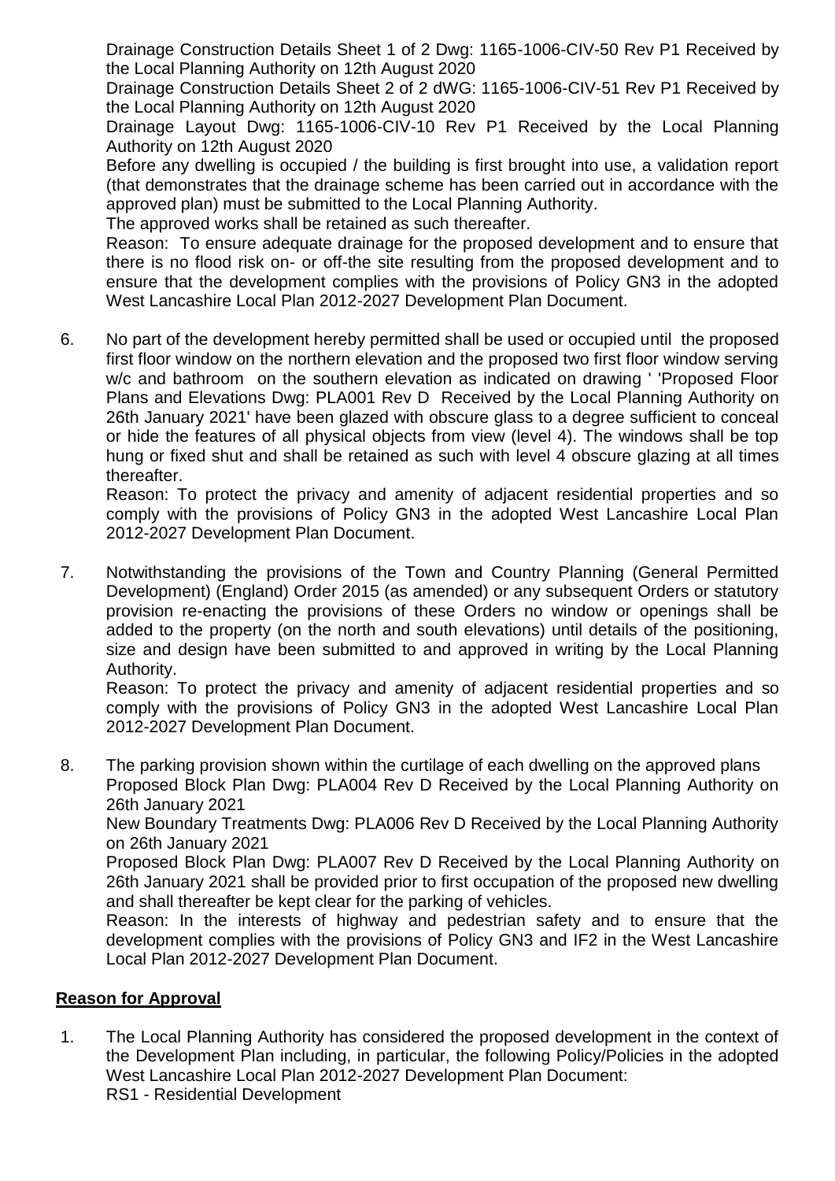Drainage Construction Details Sheet 1 of 2 Dwg: 1165-1006-CIV-50 Rev P1 Received by the Local Planning Authority on 12th August 2020

Drainage Construction Details Sheet 2 of 2 dWG: 1165-1006-CIV-51 Rev P1 Received by the Local Planning Authority on 12th August 2020

Drainage Layout Dwg: 1165-1006-CIV-10 Rev P1 Received by the Local Planning Authority on 12th August 2020

Before any dwelling is occupied / the building is first brought into use, a validation report (that demonstrates that the drainage scheme has been carried out in accordance with the approved plan) must be submitted to the Local Planning Authority.

The approved works shall be retained as such thereafter.

Reason: To ensure adequate drainage for the proposed development and to ensure that there is no flood risk on- or off-the site resulting from the proposed development and to ensure that the development complies with the provisions of Policy GN3 in the adopted West Lancashire Local Plan 2012-2027 Development Plan Document.

6. No part of the development hereby permitted shall be used or occupied until the proposed first floor window on the northern elevation and the proposed two first floor window serving w/c and bathroom on the southern elevation as indicated on drawing ' 'Proposed Floor Plans and Elevations Dwg: PLA001 Rev D Received by the Local Planning Authority on 26th January 2021' have been glazed with obscure glass to a degree sufficient to conceal or hide the features of all physical objects from view (level 4). The windows shall be top hung or fixed shut and shall be retained as such with level 4 obscure glazing at all times thereafter.

   Reason: To protect the privacy and amenity of adjacent residential properties and so comply with the provisions of Policy GN3 in the adopted West Lancashire Local Plan 2012-2027 Development Plan Document.

7. Notwithstanding the provisions of the Town and Country Planning (General Permitted Development) (England) Order 2015 (as amended) or any subsequent Orders or statutory provision re-enacting the provisions of these Orders no window or openings shall be added to the property (on the north and south elevations) until details of the positioning, size and design have been submitted to and approved in writing by the Local Planning Authority.

   Reason: To protect the privacy and amenity of adjacent residential properties and so comply with the provisions of Policy GN3 in the adopted West Lancashire Local Plan 2012-2027 Development Plan Document.

8. The parking provision shown within the curtilage of each dwelling on the approved plans

   Proposed Block Plan Dwg: PLA004 Rev D Received by the Local Planning Authority on 26th January 2021

   New Boundary Treatments Dwg: PLA006 Rev D Received by the Local Planning Authority on 26th January 2021

   Proposed Block Plan Dwg: PLA007 Rev D Received by the Local Planning Authority on 26th January 2021 shall be provided prior to first occupation of the proposed new dwelling and shall thereafter be kept clear for the parking of vehicles.

   Reason: In the interests of highway and pedestrian safety and to ensure that the development complies with the provisions of Policy GN3 and IF2 in the West Lancashire Local Plan 2012-2027 Development Plan Document.

## **Reason for Approval**

1. The Local Planning Authority has considered the proposed development in the context of the Development Plan including, in particular, the following Policy/Policies in the adopted West Lancashire Local Plan 2012-2027 Development Plan Document:

   RS1 - Residential Development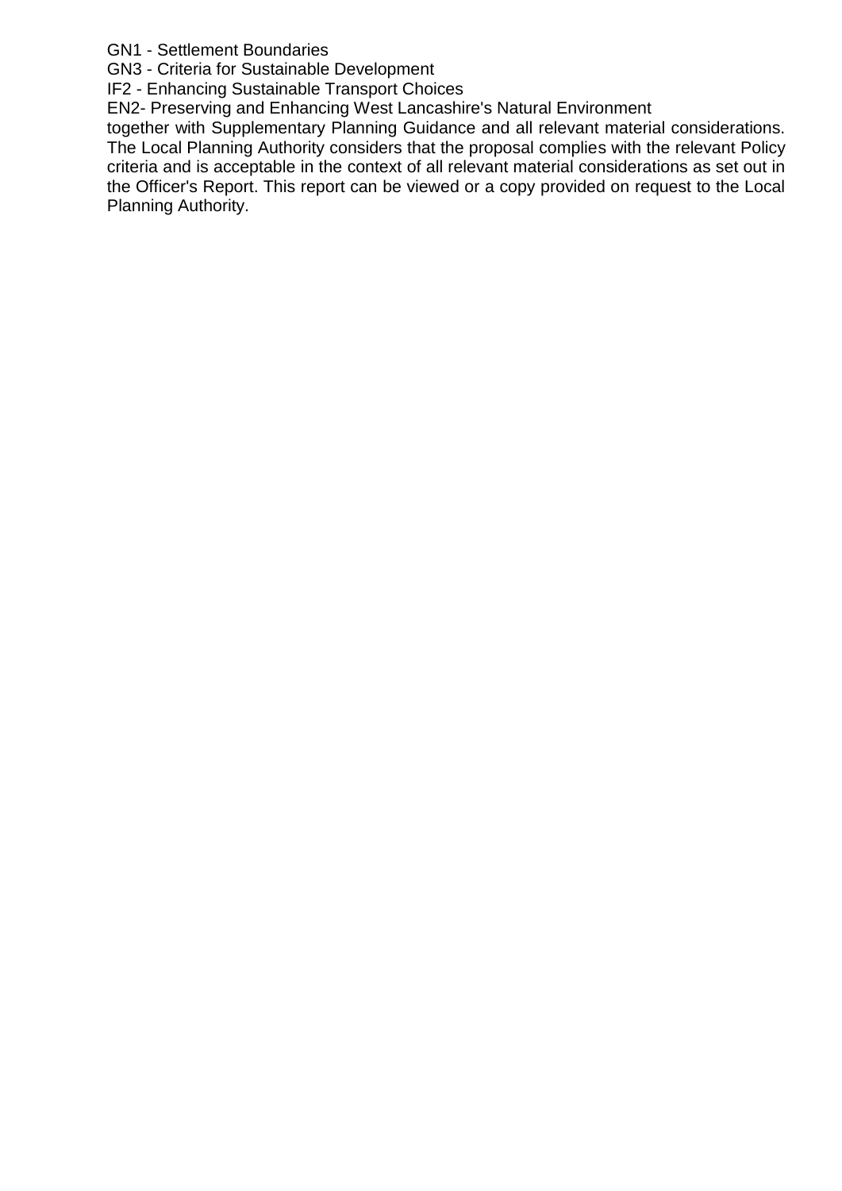GN1 - Settlement Boundaries
GN3 - Criteria for Sustainable Development
IF2 - Enhancing Sustainable Transport Choices
EN2- Preserving and Enhancing West Lancashire's Natural Environment
together with Supplementary Planning Guidance and all relevant material considerations. The Local Planning Authority considers that the proposal complies with the relevant Policy criteria and is acceptable in the context of all relevant material considerations as set out in the Officer's Report. This report can be viewed or a copy provided on request to the Local Planning Authority.